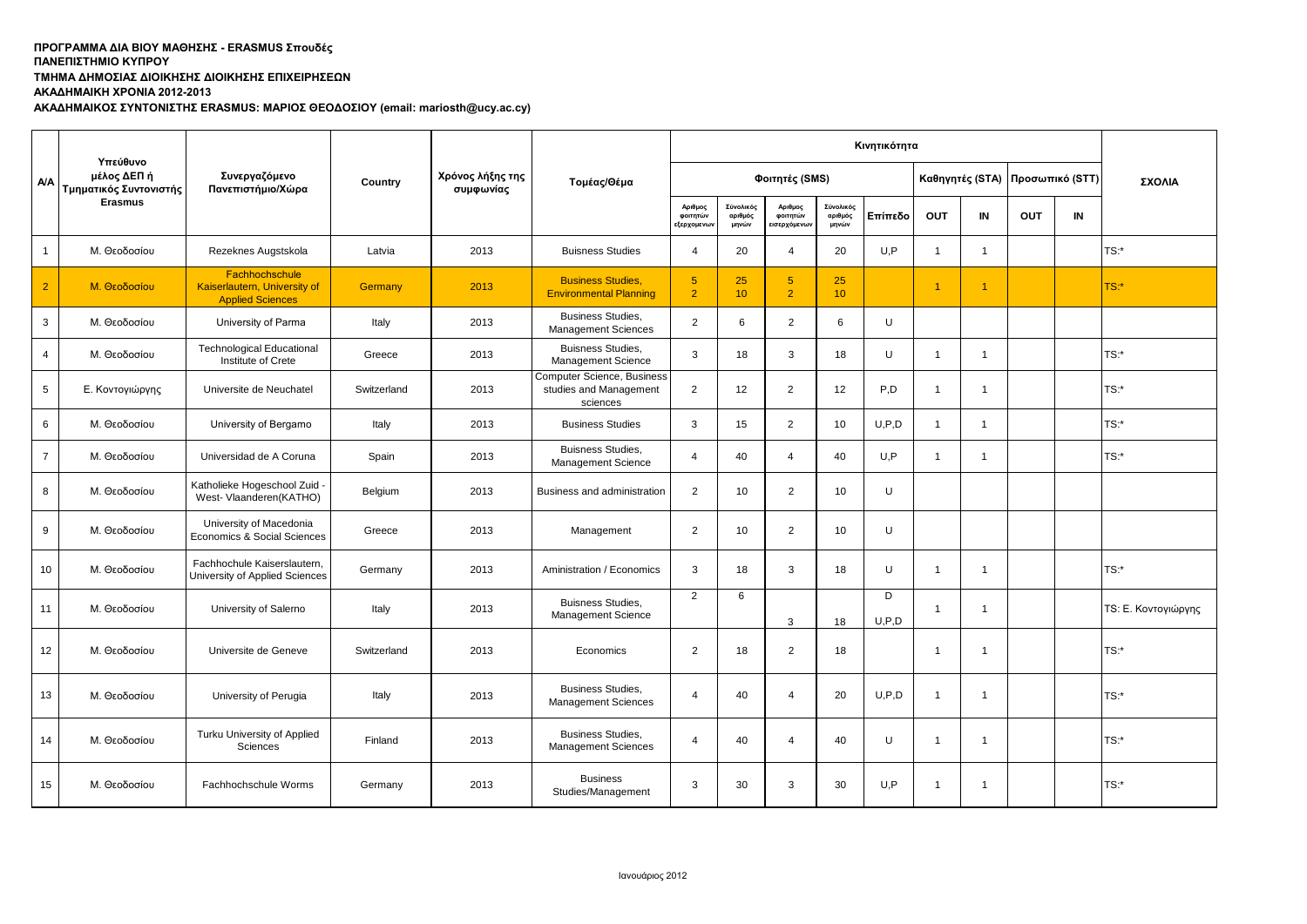**ΠΡΟΓΡΑΜΜΑ ΔΙΑ ΒΙΟΥ ΜΑΘΗΣΗΣ - ERASMUS Σπουδές**
**ΠΑΝΕΠΙΣΤΗΜΙΟ ΚΥΠΡΟΥ**
**ΤΜΗΜΑ ΔΗΜΟΣΙΑΣ ΔΙΟΙΚΗΣΗΣ ΔΙΟΙΚΗΣΗΣ ΕΠΙΧΕΙΡΗΣΕΩΝ**
**ΑΚΑΔΗΜΑΙΚΗ ΧΡΟΝΙΑ 2012-2013**
**ΑΚΑΔΗΜΑΙΚΟΣ ΣΥΝΤΟΝΙΣΤΗΣ ERASMUS: ΜΑΡΙΟΣ ΘΕΟΔΟΣΙΟΥ (email: mariosth@ucy.ac.cy)**

| Α/Α | Υπεύθυνο μέλος ΔΕΠ ή Τμηματικός Συντονιστής Erasmus | Συνεργαζόμενο Πανεπιστήμιο/Χώρα | Country | Χρόνος λήξης της συμφωνίας | Τομέας/Θέμα | Κινητικότητα | | | | | | | | | ΣΧΟΛΙΑ |
|---|---|---|---|---|---|---|---|---|---|---|---|---|---|---|---|
| | | | | | | Φοιτητές (SMS) | | | | | Καθηγητές (STA) | | Προσωπικό (STT) | | |
| | | | | | | Αριθμος φοιτητών εξερχομενων | Σύνολικός αριθμός μηνών | Αριθμος φοιτητών εισερχόμενων | Σύνολικός αριθμός μηνών | Επίπεδο | OUT | IN | OUT | IN | |
| 1 | Μ. Θεοδοσίου | Rezeknes Augstskola | Latvia | 2013 | Buisness Studies | 4 | 20 | 4 | 20 | U,P | 1 | 1 | | | TS:* |
| 2 | Μ. Θεοδοσίου | Fachhochschule Kaiserlautern, University of Applied Sciences | Germany | 2013 | Business Studies, Environmental Planning | 5<br>2 | 25<br>10 | 5<br>2 | 25<br>10 | | 1 | 1 | | | TS:* |
| 3 | Μ. Θεοδοσίου | University of Parma | Italy | 2013 | Business Studies, Management Sciences | 2 | 6 | 2 | 6 | U | | | | | |
| 4 | Μ. Θεοδοσίου | Technological Educational Institute of Crete | Greece | 2013 | Buisness Studies, Management Science | 3 | 18 | 3 | 18 | U | 1 | 1 | | | TS:* |
| 5 | Ε. Κοντογιώργης | Universite de Neuchatel | Switzerland | 2013 | Computer Science, Business studies and Management sciences | 2 | 12 | 2 | 12 | P,D | 1 | 1 | | | TS:* |
| 6 | Μ. Θεοδοσίου | University of Bergamo | Italy | 2013 | Business Studies | 3 | 15 | 2 | 10 | U,P,D | 1 | 1 | | | TS:* |
| 7 | Μ. Θεοδοσίου | Universidad de A Coruna | Spain | 2013 | Buisness Studies, Management Science | 4 | 40 | 4 | 40 | U,P | 1 | 1 | | | TS:* |
| 8 | Μ. Θεοδοσίου | Katholieke Hogeschool Zuid - West- Vlaanderen(KATHO) | Belgium | 2013 | Business and administration | 2 | 10 | 2 | 10 | U | | | | | |
| 9 | Μ. Θεοδοσίου | University of Macedonia Economics & Social Sciences | Greece | 2013 | Management | 2 | 10 | 2 | 10 | U | | | | | |
| 10 | Μ. Θεοδοσίου | Fachhochule Kaiserslautern, University of Applied Sciences | Germany | 2013 | Aministration / Economics | 3 | 18 | 3 | 18 | U | 1 | 1 | | | TS:* |
| 11 | Μ. Θεοδοσίου | University of Salerno | Italy | 2013 | Buisness Studies, Management Science | 2 | 6 | 3 | 18 | D<br>U,P,D | 1 | 1 | | | TS: Ε. Κοντογιώργης |
| 12 | Μ. Θεοδοσίου | Universite de Geneve | Switzerland | 2013 | Economics | 2 | 18 | 2 | 18 | | 1 | 1 | | | TS:* |
| 13 | Μ. Θεοδοσίου | University of Perugia | Italy | 2013 | Business Studies, Management Sciences | 4 | 40 | 4 | 20 | U,P,D | 1 | 1 | | | TS:* |
| 14 | Μ. Θεοδοσίου | Turku University of Applied Sciences | Finland | 2013 | Business Studies, Management Sciences | 4 | 40 | 4 | 40 | U | 1 | 1 | | | TS:* |
| 15 | Μ. Θεοδοσίου | Fachhochschule Worms | Germany | 2013 | Business Studies/Management | 3 | 30 | 3 | 30 | U,P | 1 | 1 | | | TS:* |

Ιανουάριος 2012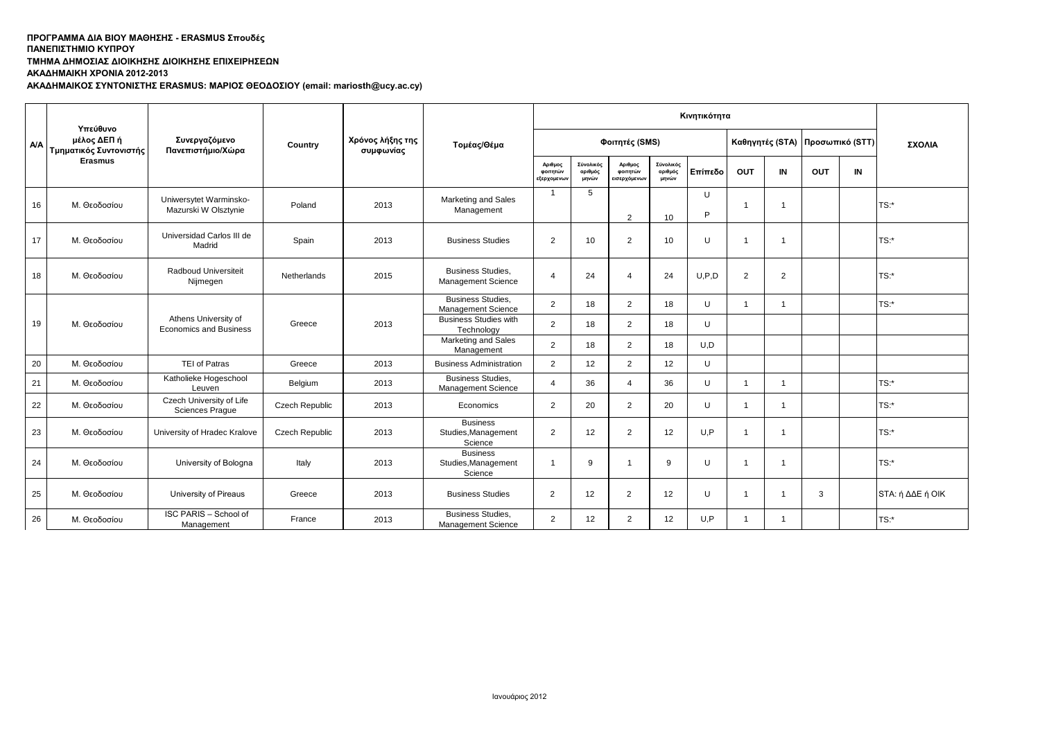**ΠΡΟΓΡΑΜΜΑ ΔΙΑ ΒΙΟΥ ΜΑΘΗΣΗΣ - ERASMUS Σπουδές**
**ΠΑΝΕΠΙΣΤΗΜΙΟ ΚΥΠΡΟΥ**
**ΤΜΗΜΑ ΔΗΜΟΣΙΑΣ ΔΙΟΙΚΗΣΗΣ ΔΙΟΙΚΗΣΗΣ ΕΠΙΧΕΙΡΗΣΕΩΝ**
**ΑΚΑΔΗΜΑΙΚΗ ΧΡΟΝΙΑ 2012-2013**
**ΑΚΑΔΗΜΑΙΚΟΣ ΣΥΝΤΟΝΙΣΤΗΣ ERASMUS: ΜΑΡΙΟΣ ΘΕΟΔΟΣΙΟΥ (email: mariosth@ucy.ac.cy)**

| Α/Α | Υπεύθυνο μέλος ΔΕΠ ή Τμηματικός Συντονιστής Erasmus | Συνεργαζόμενο Πανεπιστήμιο/Χώρα | Country | Χρόνος λήξης της συμφωνίας | Τομέας/Θέμα | Κινητικότητα | | | | | | | | | ΣΧΟΛΙΑ |
|---|---|---|---|---|---|---|---|---|---|---|---|---|---|---|---|
| | | | | | | Φοιτητές (SMS) | | | | | Καθηγητές (STA) | | Προσωπικό (STT) | | |
| | | | | | | Αριθμος φοιτητών εξερχομενων | Σύνολικός αριθμός μηνών | Αριθμος φοιτητών εισερχόμενων | Σύνολικός αριθμός μηνών | Επίπεδο | OUT | IN | OUT | IN | |
| 16 | Μ. Θεοδοσίου | Uniwersytet Warminsko-Mazurski W Olsztynie | Poland | 2013 | Marketing and Sales Management | 1 | 5 | 2 | 10 | U<br>P | 1 | 1 | | | TS:* |
| 17 | Μ. Θεοδοσίου | Universidad Carlos III de Madrid | Spain | 2013 | Business Studies | 2 | 10 | 2 | 10 | U | 1 | 1 | | | TS:* |
| 18 | Μ. Θεοδοσίου | Radboud Universiteit Nijmegen | Netherlands | 2015 | Business Studies, Management Science | 4 | 24 | 4 | 24 | U,P,D | 2 | 2 | | | TS:* |
| 19 | Μ. Θεοδοσίου | Athens University of Economics and Business | Greece | 2013 | Business Studies, Management Science | 2 | 18 | 2 | 18 | U | 1 | 1 | | | TS:* |
| | | | | | Business Studies with Technology | 2 | 18 | 2 | 18 | U | | | | | |
| | | | | | Marketing and Sales Management | 2 | 18 | 2 | 18 | U,D | | | | | |
| 20 | Μ. Θεοδοσίου | TEI of Patras | Greece | 2013 | Business Administration | 2 | 12 | 2 | 12 | U | | | | | |
| 21 | Μ. Θεοδοσίου | Katholieke Hogeschool Leuven | Belgium | 2013 | Business Studies, Management Science | 4 | 36 | 4 | 36 | U | 1 | 1 | | | TS:* |
| 22 | Μ. Θεοδοσίου | Czech University of Life Sciences Prague | Czech Republic | 2013 | Economics | 2 | 20 | 2 | 20 | U | 1 | 1 | | | TS:* |
| 23 | Μ. Θεοδοσίου | University of Hradec Kralove | Czech Republic | 2013 | Business Studies,Management Science | 2 | 12 | 2 | 12 | U,P | 1 | 1 | | | TS:* |
| 24 | Μ. Θεοδοσίου | University of Bologna | Italy | 2013 | Business Studies,Management Science | 1 | 9 | 1 | 9 | U | 1 | 1 | | | TS:* |
| 25 | Μ. Θεοδοσίου | University of Pireaus | Greece | 2013 | Business Studies | 2 | 12 | 2 | 12 | U | 1 | 1 | 3 | | STA: ή ΔΔΕ ή ΟΙΚ |
| 26 | Μ. Θεοδοσίου | ISC PARIS – School of Management | France | 2013 | Business Studies, Management Science | 2 | 12 | 2 | 12 | U,P | 1 | 1 | | | TS:* |

Ιανουάριος 2012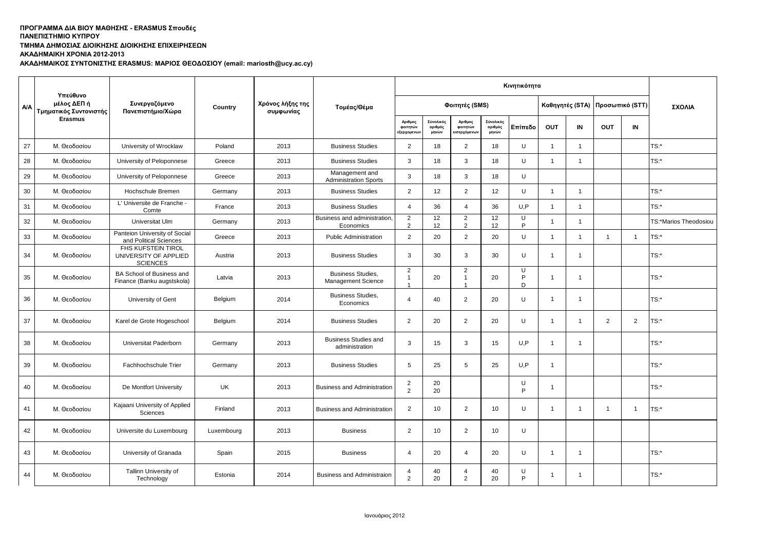**ΠΡΟΓΡΑΜΜΑ ΔΙΑ ΒΙΟΥ ΜΑΘΗΣΗΣ - ERASMUS Σπουδές**
**ΠΑΝΕΠΙΣΤΗΜΙΟ ΚΥΠΡΟΥ**
**ΤΜΗΜΑ ΔΗΜΟΣΙΑΣ ΔΙΟΙΚΗΣΗΣ ΔΙΟΙΚΗΣΗΣ ΕΠΙΧΕΙΡΗΣΕΩΝ**
**ΑΚΑΔΗΜΑΙΚΗ ΧΡΟΝΙΑ 2012-2013**
**ΑΚΑΔΗΜΑΙΚΟΣ ΣΥΝΤΟΝΙΣΤΗΣ ERASMUS: ΜΑΡΙΟΣ ΘΕΟΔΟΣΙΟΥ (email: mariosth@ucy.ac.cy)**

| Α/Α | Υπεύθυνο μέλος ΔΕΠ ή Τμηματικός Συντονιστής Erasmus | Συνεργαζόμενο Πανεπιστήμιο/Χώρα | Country | Χρόνος λήξης της συμφωνίας | Τομέας/Θέμα | Κινητικότητα | | | | | | | | | | ΣΧΟΛΙΑ |
|---|---|---|---|---|---|---|---|---|---|---|---|---|---|---|---|---|
| | | | | | | Φοιτητές (SMS) | | | | | Καθηγητές (STA) | | Προσωπικό (STT) | | | |
| | | | | | | Αριθμος φοιτητών εξερχομενων | Σύνολικός αριθμός μηνών | Αριθμος φοιτητών εισερχόμενων | Σύνολικός αριθμός μηνών | Επίπεδο | OUT | IN | OUT | IN | | |
| 27 | Μ. Θεοδοσίου | University of Wrocklaw | Poland | 2013 | Business Studies | 2 | 18 | 2 | 18 | U | 1 | 1 | | | | TS:* |
| 28 | Μ. Θεοδοσίου | University of Peloponnese | Greece | 2013 | Business Studies | 3 | 18 | 3 | 18 | U | 1 | 1 | | | | TS:* |
| 29 | Μ. Θεοδοσίου | University of Peloponnese | Greece | 2013 | Management and Administration Sports | 3 | 18 | 3 | 18 | U | | | | | | |
| 30 | Μ. Θεοδοσίου | Hochschule Bremen | Germany | 2013 | Business Studies | 2 | 12 | 2 | 12 | U | 1 | 1 | | | | TS:* |
| 31 | Μ. Θεοδοσίου | L' Universite de Franche - Comte | France | 2013 | Business Studies | 4 | 36 | 4 | 36 | U,P | 1 | 1 | | | | TS:* |
| 32 | Μ. Θεοδοσίου | Universitat Ulm | Germany | 2013 | Business and administration, Economics | 2<br>2 | 12<br>12 | 2<br>2 | 12<br>12 | U<br>P | 1 | 1 | | | | TS:*Marios Theodosiou |
| 33 | Μ. Θεοδοσίου | Panteion University of Social and Political Sciences | Greece | 2013 | Public Administration | 2 | 20 | 2 | 20 | U | 1 | 1 | 1 | 1 | | TS:* |
| 34 | Μ. Θεοδοσίου | FHS KUFSTEIN TIROL UNIVERSITY OF APPLIED SCIENCES | Austria | 2013 | Business Studies | 3 | 30 | 3 | 30 | U | 1 | 1 | | | | TS:* |
| 35 | Μ. Θεοδοσίου | BA School of Business and Finance (Banku augstskola) | Latvia | 2013 | Business Studies, Management Science | 2<br>1<br>1 | 20 | 2<br>1<br>1 | 20 | U<br>P<br>D | 1 | 1 | | | | TS:* |
| 36 | Μ. Θεοδοσίου | University of Gent | Belgium | 2014 | Business Studies, Economics | 4 | 40 | 2 | 20 | U | 1 | 1 | | | | TS:* |
| 37 | Μ. Θεοδοσίου | Karel de Grote Hogeschool | Belgium | 2014 | Business Studies | 2 | 20 | 2 | 20 | U | 1 | 1 | 2 | 2 | | TS:* |
| 38 | Μ. Θεοδοσίου | Universitat Paderborn | Germany | 2013 | Business Studies and administration | 3 | 15 | 3 | 15 | U,P | 1 | 1 | | | | TS:* |
| 39 | Μ. Θεοδοσίου | Fachhochschule Trier | Germany | 2013 | Business Studies | 5 | 25 | 5 | 25 | U,P | 1 | | | | | TS:* |
| 40 | Μ. Θεοδοσίου | De Montfort University | UK | 2013 | Business and Administration | 2<br>2 | 20<br>20 | | | U<br>P | 1 | | | | | TS:* |
| 41 | Μ. Θεοδοσίου | Kajaani University of Applied Sciences | Finland | 2013 | Business and Administration | 2 | 10 | 2 | 10 | U | 1 | 1 | 1 | 1 | | TS:* |
| 42 | Μ. Θεοδοσίου | Universite du Luxembourg | Luxembourg | 2013 | Business | 2 | 10 | 2 | 10 | U | | | | | | |
| 43 | Μ. Θεοδοσίου | University of Granada | Spain | 2015 | Business | 4 | 20 | 4 | 20 | U | 1 | 1 | | | | TS:* |
| 44 | Μ. Θεοδοσίου | Tallinn University of Technology | Estonia | 2014 | Business and Administraion | 4<br>2 | 40<br>20 | 4<br>2 | 40<br>20 | U<br>P | 1 | 1 | | | | TS:* |

Ιανουάριος 2012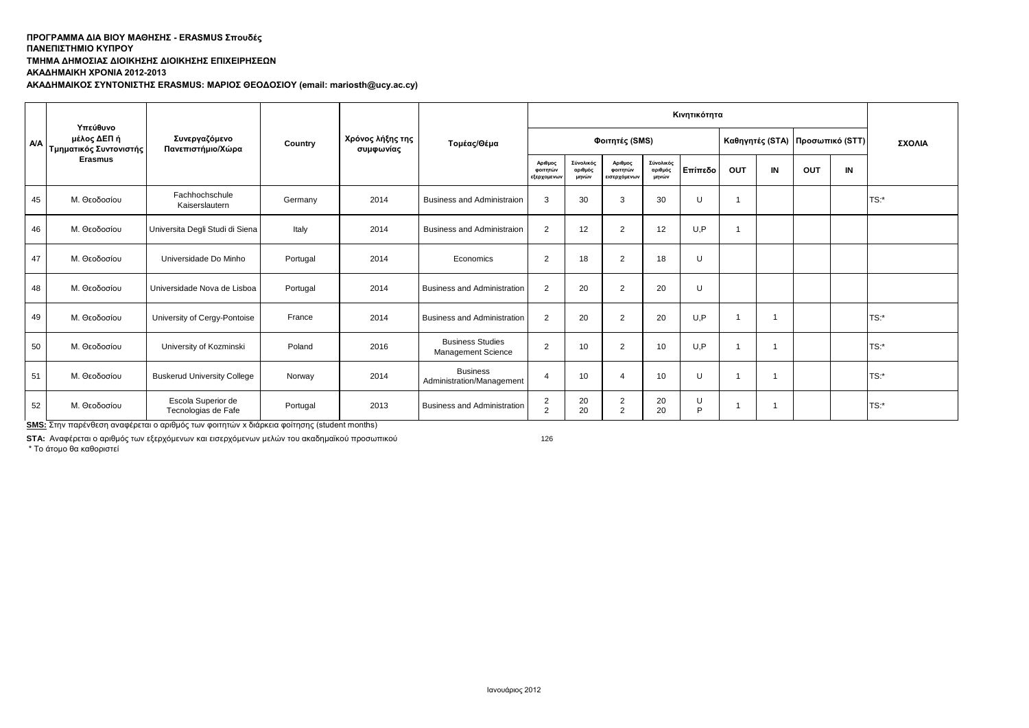**ΠΡΟΓΡΑΜΜΑ ΔΙΑ ΒΙΟΥ ΜΑΘΗΣΗΣ - ERASMUS Σπουδές**
**ΠΑΝΕΠΙΣΤΗΜΙΟ ΚΥΠΡΟΥ**
**ΤΜΗΜΑ ΔΗΜΟΣΙΑΣ ΔΙΟΙΚΗΣΗΣ ΔΙΟΙΚΗΣΗΣ ΕΠΙΧΕΙΡΗΣΕΩΝ**
**ΑΚΑΔΗΜΑΙΚΗ ΧΡΟΝΙΑ 2012-2013**
**ΑΚΑΔΗΜΑΙΚΟΣ ΣΥΝΤΟΝΙΣΤΗΣ ERASMUS: ΜΑΡΙΟΣ ΘΕΟΔΟΣΙΟΥ (email: mariosth@ucy.ac.cy)**

| Α/Α | Υπεύθυνο μέλος ΔΕΠ ή Τμηματικός Συντονιστής Erasmus | Συνεργαζόμενο Πανεπιστήμιο/Χώρα | Country | Χρόνος λήξης της συμφωνίας | Τομέας/Θέμα | Κινητικότητα | | | | | | | | | ΣΧΟΛΙΑ |
|---|---|---|---|---|---|---|---|---|---|---|---|---|---|---|---|
| | | | | | | Φοιτητές (SMS) | | | | | Καθηγητές (STA) | | Προσωπικό (STT) | | |
| | | | | | | Αριθμος φοιτητών εξερχομενων | Σύνολικός αριθμός μηνών | Αριθμος φοιτητών εισερχόμενων | Σύνολικός αριθμός μηνών | Επίπεδο | OUT | IN | OUT | IN | |
| 45 | Μ. Θεοδοσίου | Fachhochschule Kaiserslautern | Germany | 2014 | Business and Administraion | 3 | 30 | 3 | 30 | U | 1 | | | | TS:* |
| 46 | Μ. Θεοδοσίου | Universita Degli Studi di Siena | Italy | 2014 | Business and Administraion | 2 | 12 | 2 | 12 | U,P | 1 | | | | |
| 47 | Μ. Θεοδοσίου | Universidade Do Minho | Portugal | 2014 | Economics | 2 | 18 | 2 | 18 | U | | | | | |
| 48 | Μ. Θεοδοσίου | Universidade Nova de Lisboa | Portugal | 2014 | Business and Administration | 2 | 20 | 2 | 20 | U | | | | | |
| 49 | Μ. Θεοδοσίου | University of Cergy-Pontoise | France | 2014 | Business and Administration | 2 | 20 | 2 | 20 | U,P | 1 | 1 | | | TS:* |
| 50 | Μ. Θεοδοσίου | University of Kozminski | Poland | 2016 | Business Studies Management Science | 2 | 10 | 2 | 10 | U,P | 1 | 1 | | | TS:* |
| 51 | Μ. Θεοδοσίου | Buskerud University College | Norway | 2014 | Business Administration/Management | 4 | 10 | 4 | 10 | U | 1 | 1 | | | TS:* |
| 52 | Μ. Θεοδοσίου | Escola Superior de Tecnologias de Fafe | Portugal | 2013 | Business and Administration | 2<br>2 | 20<br>20 | 2<br>2 | 20<br>20 | U<br>P | 1 | 1 | | | TS:* |

**SMS:** Στην παρένθεση αναφέρεται ο αριθμός των φοιτητών x διάρκεια φοίτησης (student months)

**STA:** Αναφέρεται ο αριθμός των εξερχόμενων και εισερχόμενων μελών του ακαδημαϊκού προσωπικού

\* Το άτομο θα καθοριστεί

Ιανουάριος 2012